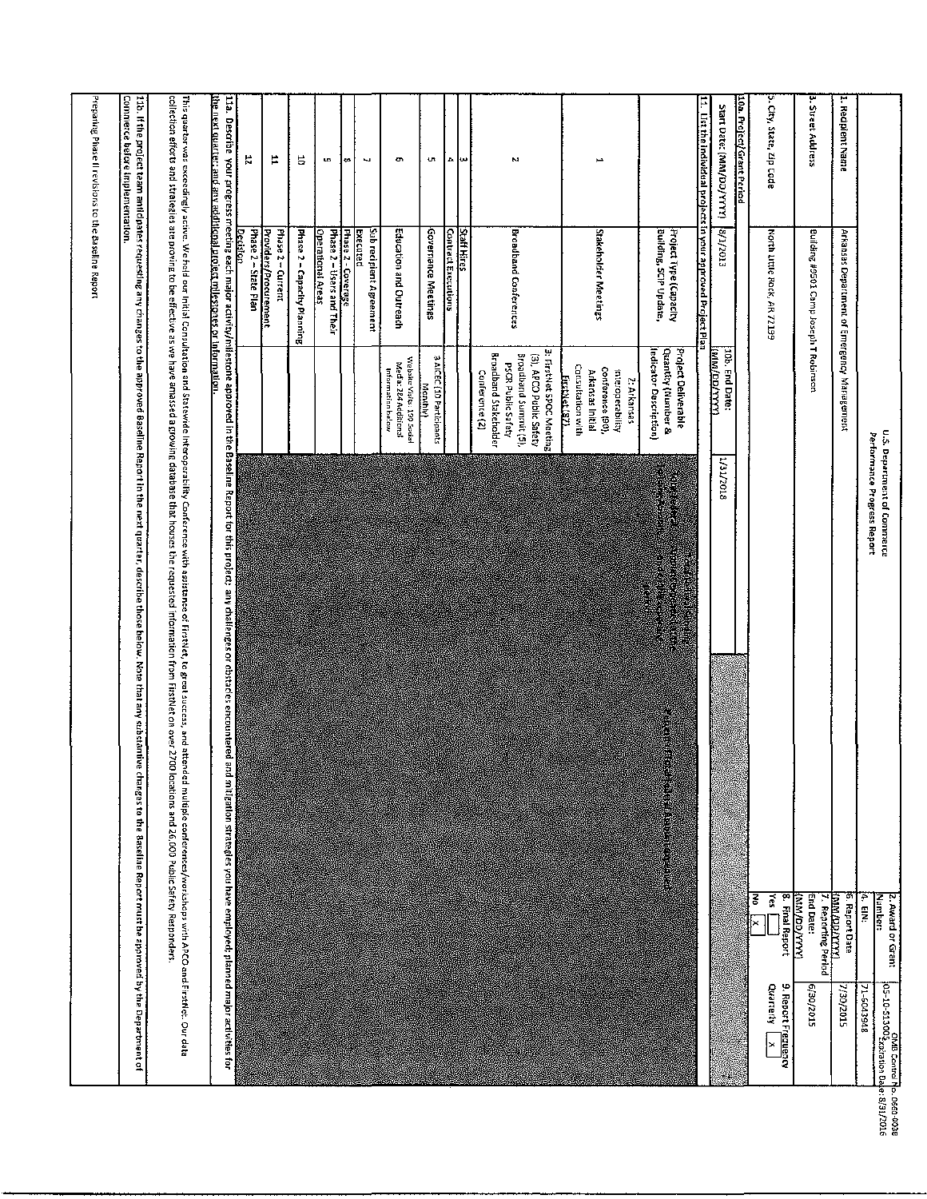OMB Control No. 0660-0038
Expiration Date: 8/31/2016

**U.S. Department of Commerce**
**Performance Progress Report**

| | | | |
|---|---|---|---|
| **1. Recipient Name** | Arkansas Department of Emergency Management | **2. Award or Grant Number:** | 05-10-S13005 |
| | | **4. EIN:** | 71-6043948 |
| **3. Street Address** | Building #9501 Camp Joseph T Robinson | **6. Report Date (MM/DD/YYYY)** | 7/30/2015 |
| | | **7. Reporting Period End Date: (MM/DD/YYYY)** | 6/30/2015 |
| **5. City, State, Zip Code** | North Little Rock, AR 72199 | **8. Final Report** Yes [ ] No [X] | **9. Report Frequency** Quarterly [X] |

**10a. Project/Grant Period**

| Start Date: (MM/DD/YYYY) | 8/1/2013 | 10b. End Date: (MM/DD/YYYY) | 1/31/2018 |
|---|---|---|---|

**11. List the individual projects in your approved Project Plan**

| | Project Type (Capacity Building, SCIP Update, | Project Deliverable Quantity (Number & Indicator Description) |
|---|---|---|
| 1 | Stakeholder Meetings | 2: Arkansas Interoperability Conference (90), Arkansas Initial Consultation with FirstNet (97) |
| 2 | Broadband Conferences | 3: FirstNet SPOC Meeting (3), APCO Public Safety Broadband Summit (5), PSCR Public Safety Broadband Stakeholder Conference (2) |
| 3 | Staff Hires | |
| 4 | Contract Executions | |
| 5 | Governance Meetings | 3 ACEC (10 Participants Monthly) |
| 6 | Education and Outreach | Website Visits: 199 Social Media 284 Additional information below |
| 7 | Sub recipient Agreement Executed | |
| 8 | Phase 2 - Coverage | |
| 9 | Phase 2 – Users and Their Operational Areas | |
| 10 | Phase 2 – Capacity Planning | |
| 11 | Phase 2 – Current Providers/Procurement | |
| 12 | Phase 2 – State Plan Decision | |

**11a. Describe your progress meeting each major activity/milestone approved in the Baseline Report for this project; any challenges or obstacles encountered and mitigation strategies you have employed; planned major activities for the next quarter; and any additional project milestones or information.**

This quarter was exceedingly active. We held our Initial Consultation and Statewide Interoperability Conference with assistance of FirstNet, to great success, and attended multiple conferences/workshops with APCO and FirstNet. Our data collection efforts and strategies are proving to be effective as we have amassed a growing database that houses the requested information from FirstNet on over 2700 locations and 26,003 Public Safety Responders.

**11b. If the project team anticipates requesting any changes to the approved Baseline Report in the next quarter, describe those below. Note that any substantive changes to the Baseline Report must be approved by the Department of Commerce before implementation.**

Preparing Phase II revisions to the Baseline Report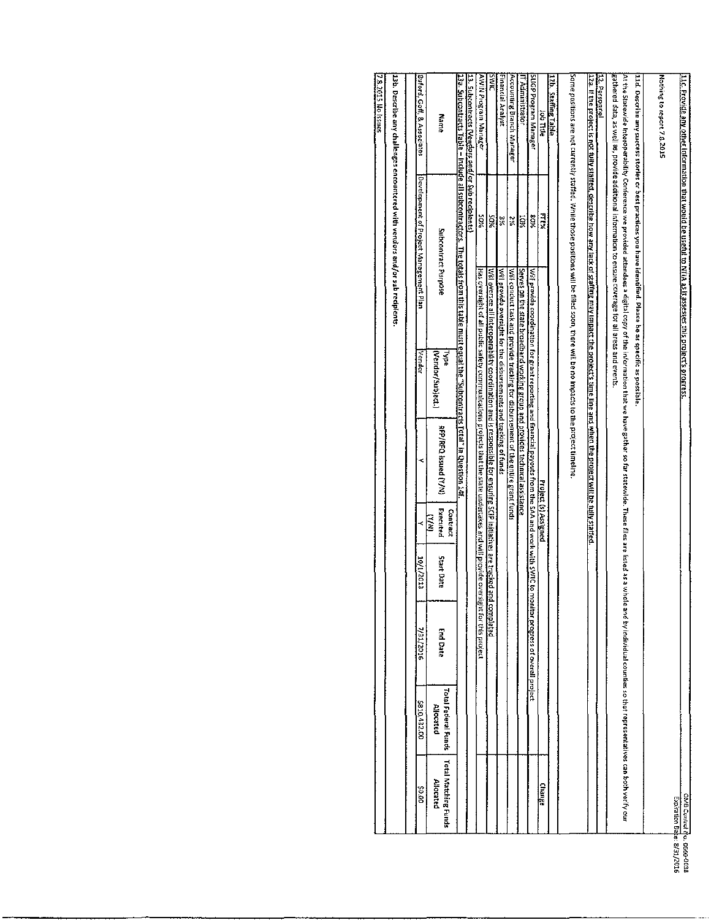OMB Control No. 0660-0038
Expiration Date: 8/31/2016

| 11c. Provide any other information that would be useful to NTIA as it assesses this project's progress. |
|---|
| Nothing to report 7.8.2015 |

| 11d. Describe any success stories or best practices you have identified. Please be as specific as possible. |
|---|
| At the Statewide Interoperability Conference we provided attendees a digital copy of the information that we have gather so far statewide. These files are listed as a whole and by individual counties so that representatives can both verify our gathered data, as well as, provide additional information to ensure coverage for all areas and events. |

**12. Personnel**

| 12a. If the project is not fully staffed, describe how any lack of staffing may impact the project's time line and when the project will be fully staffed. |
|---|
| Some positions are not currently staffed. While those positions will be filled soon, there will be no impacts to the project timeline. |

**12b. Staffing Table**

| Job Title | FTE% | Project (s) Assigned | Change |
|---|---|---|---|
| SLIGP Program Manager | 80% | Will provide coordination for grant reporting and financial payouts from the SAA and work with SWIC to monitor progress of overall project | |
| IT Administrator | 10% | Serves on the state broadband working group and provides technical assistance | |
| Accounting Branch Manager | 2% | Will conduct task and provide tracking for disbursement of the entire grant funds | |
| Financial Analyst | 3% | Will provide oversight for the disbursements and tracking of funds | |
| SWIC | 50% | Will oversee all interoperability coordination and is responsible for ensuring SCIP initiatives are tracked and completed | |
| AWIN Program Manager | 50% | Has oversight of all public safety communications projects that the state undertakes and will provide oversight for this project | |

**13. Subcontracts (Vendors and/or Subrecipients)**

**13a. Subcontracts Table – Include all subcontractors. The totals from this table must equal the "Subcontracts Total" in Question 14f.**

| Name | Subcontract Purpose | Type (Vendor/Subrec.) | RFP/RFQ Issued (Y/N) | Contract Executed (Y/N) | Start Date | End Date | Total Federal Funds Allocated | Total Matching Funds Allocated |
|---|---|---|---|---|---|---|---|---|
| Buford, Goff, & Associates | Development of Project Management Plan | Vendor | Y | Y | 10/1/2013 | 7/31/2016 | $810,432.00 | $0.00 |

| 13b. Describe any challenges encountered with vendors and/or sub recipients. |
|---|
| 7.8.2015 No Issues |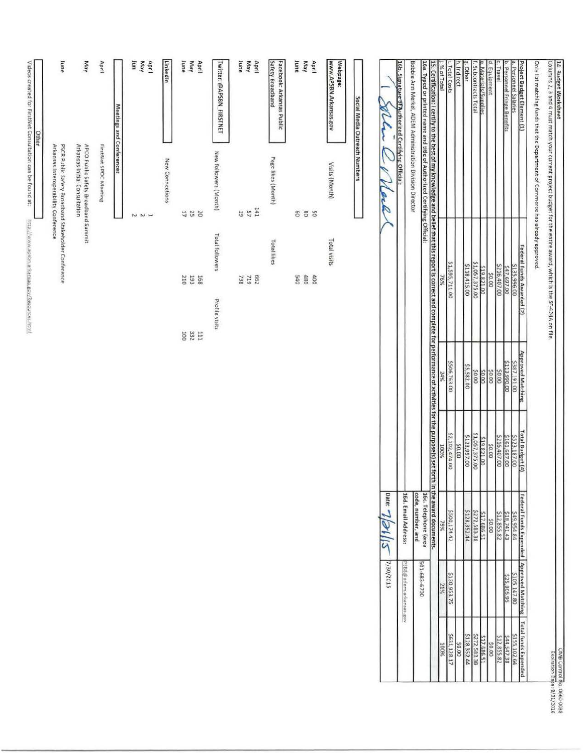OMB Control No. 0660-0038
Expiration Date: 8/31/2016

## 14. Budget Worksheet

Columns 2, 3 and 4 must match your current project budget for the entire award, which is the SF-424A on file.
Only list matching funds that the Department of Commerce has already approved.

| Project Budget Element (1) | Federal Funds Awarded (2) | Approved Matching | Total Budget (4) | Federal Funds Expended | Approved Matching | Total funds Expended |
|---|---|---|---|---|---|---|
| a. Personnel Salaries | $135,996.00 | $387,191.00 | $523,187.00 | $49,954.84 | $105,147.80 | $155,102.64 |
| b. Personnel Fringe Benefits | $47,697.00 | $113,990.00 | $161,687.00 | $18,741.43 | $25,805.95 | $44,547.38 |
| c. Travel | $216,407.00 | $0.00 | $216,407.00 | $12,855.82 | | $12,855.82 |
| d. Equipment | $0.00 | $0.00 | $0.00 | $0.00 | | $0.00 |
| e. Materials/Supplies | $19,821.00 | $0.00 | $19,821.00 | $17,686.51 | | $17,686.51 |
| f. Subcontracts Total | $1,057,375.00 | $0.00 | $1,057,375.00 | $272,583.38 | | $272,583.38 |
| g. Other | $118,415.00 | $5,582.00 | $123,997.00 | $128,352.44 | | $128,352.44 |
| h. Indirect | | | $0.00 | | | $0.00 |
| i. Total Costs | $1,595,711.00 | $506,763.00 | $2,102,474.00 | $500,174.42 | $130,953.75 | $631,128.17 |
| j. % of Total | 76% | 24% | 100% | 79% | 21% | 100% |

**15. Certification:** I certify to the best of my knowledge and belief that this report is correct and complete for performance of activities for the purpose(s) set forth in the award documents.

| | |
|---|---|
| **16a. Typed or printed name and title of Authorized Certifying Official:** Bobbie Ann Merkel, ADEM Administration Division Director | **16c. Telephone (area code, number, and** 501-683-6700 |
| | **16d. Email Address:** PSBB@adem.arkansas.gov |
| **16b. Signature of Authorized Certifying Official:** | Date: 7/31/15 7/30/2015 |

## Social Media Outreach Numbers

| Webpage: www.APSBN.Arkansas.gov | Visits (Month) | Total visits |
|---|---|---|
| April | 50 | 400 |
| May | 80 | 480 |
| June | 60 | 540 |

| Facebook: Arkansas Public Safety Broadband | Page likes (Month) | Total likes |
|---|---|---|
| April | 141 | 662 |
| May | 57 | 719 |
| June | 19 | 738 |

| Twitter: @APSBN_FIRSTNET | New followers (Month) | Total followers | Profile visits |
|---|---|---|---|
| April | 20 | 168 | 111 |
| May | 25 | 193 | 332 |
| June | 17 | 210 | 100 |

| LinkedIn | New Connections |
|---|---|
| April | 1 |
| May | 2 |
| Jun | 2 |

| Meetings and Conferences | |
|---|---|
| April | FirstNet SPOC Meeting |
| May | APCO Public Safety Broadband Summit<br>Arkansas Initial Consultation |
| June | PSCR Public Safety Broadband Stakeholder Conference<br>Arkansas Interoperability Conference |

**Other**

Videos created for FirstNet Consultation can be found at: http://www.apsbn.arkansas.gov/Resources.html